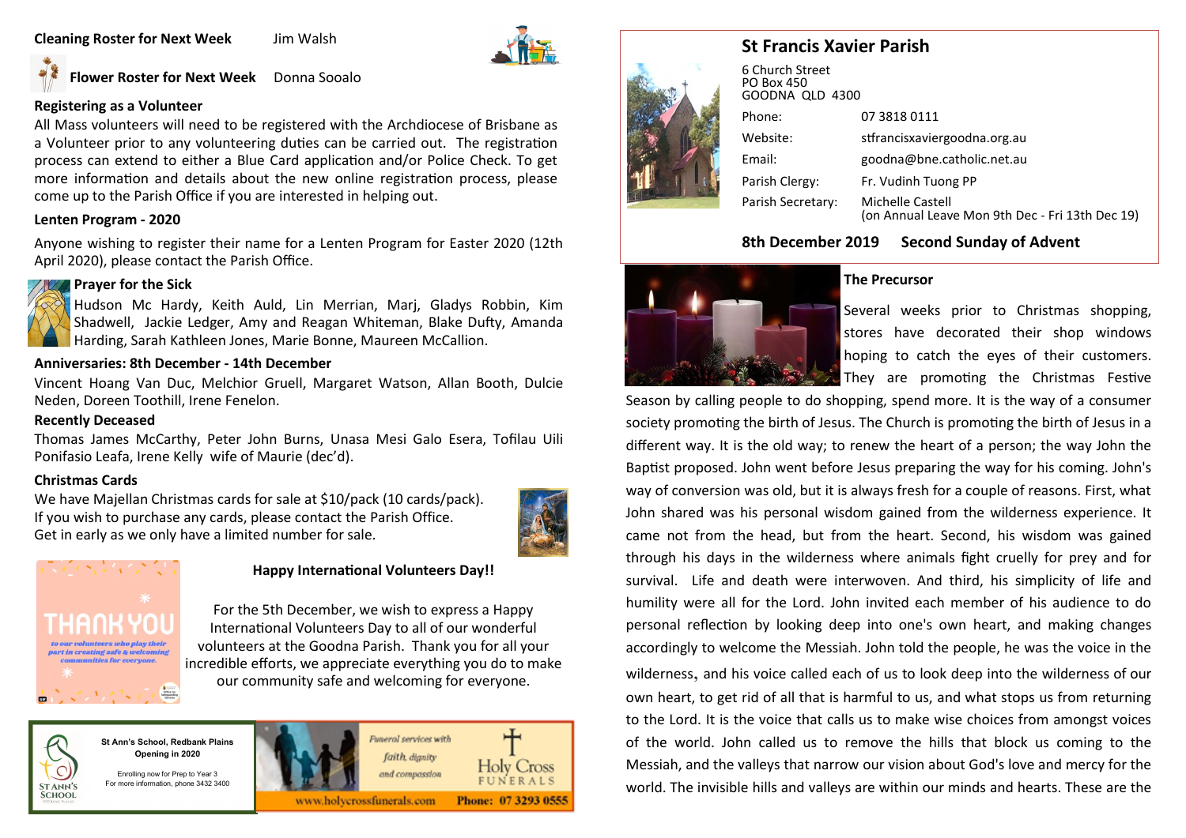**Cleaning Roster for Next Week** Jim Walsh

**Flower Roster for Next Week** Donna Sooalo

**Registering as a Volunteer**

All Mass volunteers will need to be registered with the Archdiocese of Brisbane as a Volunteer prior to any volunteering duties can be carried out. The registration process can extend to either a Blue Card application and/or Police Check. To get more information and details about the new online registration process, please come up to the Parish Office if you are interested in helping out.

**Lenten Program - 2020**

Anyone wishing to register their name for a Lenten Program for Easter 2020 (12th April 2020), please contact the Parish Office.

**Prayer for the Sick**

Hudson Mc Hardy, Keith Auld, Lin Merrian, Marj, Gladys Robbin, Kim Shadwell, Jackie Ledger, Amy and Reagan Whiteman, Blake Dufty, Amanda Harding, Sarah Kathleen Jones, Marie Bonne, Maureen McCallion.

**Anniversaries: 8th December - 14th December**

Vincent Hoang Van Duc, Melchior Gruell, Margaret Watson, Allan Booth, Dulcie Neden, Doreen Toothill, Irene Fenelon.

**Recently Deceased**

Thomas James McCarthy, Peter John Burns, Unasa Mesi Galo Esera, Tofilau Uili Ponifasio Leafa, Irene Kelly wife of Maurie (dec'd).

**Christmas Cards**

We have Majellan Christmas cards for sale at $10/pack (10 cards/pack).
If you wish to purchase any cards, please contact the Parish Office.
Get in early as we only have a limited number for sale.

THANK YOU

*to our volunteers who play their part in creating safe & welcoming communities for everyone.*

**Happy International Volunteers Day!!**

For the 5th December, we wish to express a Happy International Volunteers Day to all of our wonderful volunteers at the Goodna Parish. Thank you for all your incredible efforts, we appreciate everything you do to make our community safe and welcoming for everyone.

**St Ann's School, Redbank Plains**
**Opening in 2020**

Enrolling now for Prep to Year 3
For more information, phone 3432 3400

*Funeral services with faith, dignity and compassion*

Holy Cross FUNERALS

www.holycrossfunerals.com Phone: 07 3293 0555

# St Francis Xavier Parish

6 Church Street
PO Box 450
GOODNA QLD 4300

| | |
|---|---|
| Phone: | 07 3818 0111 |
| Website: | stfrancisxaviergoodna.org.au |
| Email: | goodna@bne.catholic.net.au |
| Parish Clergy: | Fr. Vudinh Tuong PP |
| Parish Secretary: | Michelle Castell (on Annual Leave Mon 9th Dec - Fri 13th Dec 19) |

**8th December 2019 Second Sunday of Advent**

**The Precursor**

Several weeks prior to Christmas shopping, stores have decorated their shop windows hoping to catch the eyes of their customers. They are promoting the Christmas Festive Season by calling people to do shopping, spend more. It is the way of a consumer society promoting the birth of Jesus. The Church is promoting the birth of Jesus in a different way. It is the old way; to renew the heart of a person; the way John the Baptist proposed. John went before Jesus preparing the way for his coming. John's way of conversion was old, but it is always fresh for a couple of reasons. First, what John shared was his personal wisdom gained from the wilderness experience. It came not from the head, but from the heart. Second, his wisdom was gained through his days in the wilderness where animals fight cruelly for prey and for survival. Life and death were interwoven. And third, his simplicity of life and humility were all for the Lord. John invited each member of his audience to do personal reflection by looking deep into one's own heart, and making changes accordingly to welcome the Messiah. John told the people, he was the voice in the wilderness, and his voice called each of us to look deep into the wilderness of our own heart, to get rid of all that is harmful to us, and what stops us from returning to the Lord. It is the voice that calls us to make wise choices from amongst voices of the world. John called us to remove the hills that block us coming to the Messiah, and the valleys that narrow our vision about God's love and mercy for the world. The invisible hills and valleys are within our minds and hearts. These are the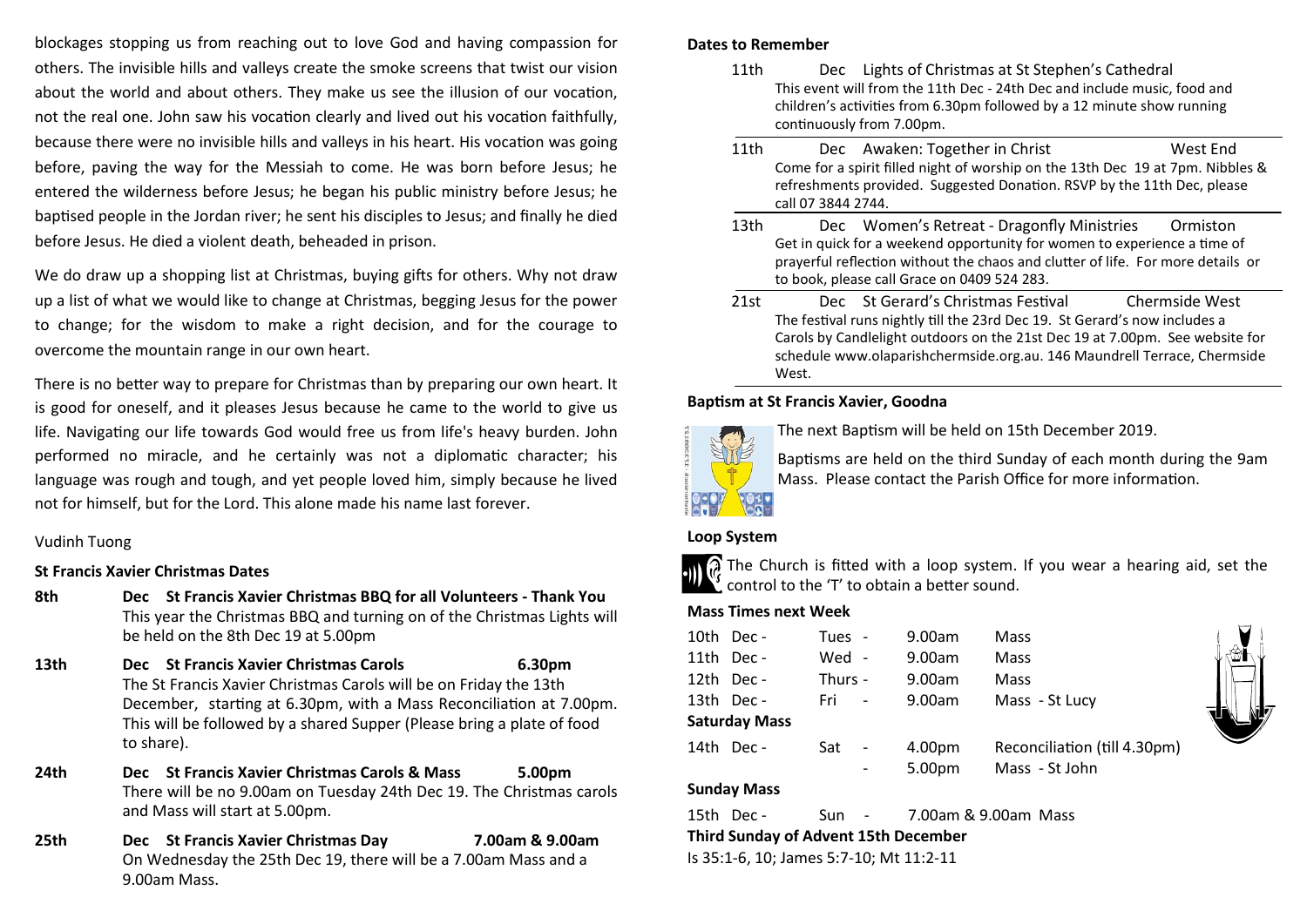blockages stopping us from reaching out to love God and having compassion for others. The invisible hills and valleys create the smoke screens that twist our vision about the world and about others. They make us see the illusion of our vocation, not the real one. John saw his vocation clearly and lived out his vocation faithfully, because there were no invisible hills and valleys in his heart. His vocation was going before, paving the way for the Messiah to come. He was born before Jesus; he entered the wilderness before Jesus; he began his public ministry before Jesus; he baptised people in the Jordan river; he sent his disciples to Jesus; and finally he died before Jesus. He died a violent death, beheaded in prison.

We do draw up a shopping list at Christmas, buying gifts for others. Why not draw up a list of what we would like to change at Christmas, begging Jesus for the power to change; for the wisdom to make a right decision, and for the courage to overcome the mountain range in our own heart.

There is no better way to prepare for Christmas than by preparing our own heart. It is good for oneself, and it pleases Jesus because he came to the world to give us life. Navigating our life towards God would free us from life's heavy burden. John performed no miracle, and he certainly was not a diplomatic character; his language was rough and tough, and yet people loved him, simply because he lived not for himself, but for the Lord. This alone made his name last forever.

Vudinh Tuong

**St Francis Xavier Christmas Dates**

**8th Dec St Francis Xavier Christmas BBQ for all Volunteers - Thank You**
This year the Christmas BBQ and turning on of the Christmas Lights will be held on the 8th Dec 19 at 5.00pm

**13th Dec St Francis Xavier Christmas Carols 6.30pm**
The St Francis Xavier Christmas Carols will be on Friday the 13th December, starting at 6.30pm, with a Mass Reconciliation at 7.00pm. This will be followed by a shared Supper (Please bring a plate of food to share).

**24th Dec St Francis Xavier Christmas Carols & Mass 5.00pm**
There will be no 9.00am on Tuesday 24th Dec 19. The Christmas carols and Mass will start at 5.00pm.

**25th Dec St Francis Xavier Christmas Day 7.00am & 9.00am**
On Wednesday the 25th Dec 19, there will be a 7.00am Mass and a 9.00am Mass.

**Dates to Remember**

11th Dec Lights of Christmas at St Stephen's Cathedral
This event will from the 11th Dec - 24th Dec and include music, food and children's activities from 6.30pm followed by a 12 minute show running continuously from 7.00pm.

11th Dec Awaken: Together in Christ West End
Come for a spirit filled night of worship on the 13th Dec 19 at 7pm. Nibbles & refreshments provided. Suggested Donation. RSVP by the 11th Dec, please call 07 3844 2744.

13th Dec Women's Retreat - Dragonfly Ministries Ormiston
Get in quick for a weekend opportunity for women to experience a time of prayerful reflection without the chaos and clutter of life. For more details or to book, please call Grace on 0409 524 283.

21st Dec St Gerard's Christmas Festival Chermside West
The festival runs nightly till the 23rd Dec 19. St Gerard's now includes a Carols by Candlelight outdoors on the 21st Dec 19 at 7.00pm. See website for schedule www.olaparishchermside.org.au. 146 Maundrell Terrace, Chermside West.

**Baptism at St Francis Xavier, Goodna**

The next Baptism will be held on 15th December 2019.

Baptisms are held on the third Sunday of each month during the 9am Mass. Please contact the Parish Office for more information.

**Loop System**

The Church is fitted with a loop system. If you wear a hearing aid, set the control to the 'T' to obtain a better sound.

**Mass Times next Week**

| | | | |
|---|---|---|---|
| 10th Dec - | Tues - | 9.00am | Mass |
| 11th Dec - | Wed - | 9.00am | Mass |
| 12th Dec - | Thurs - | 9.00am | Mass |
| 13th Dec - | Fri - | 9.00am | Mass - St Lucy |
| **Saturday Mass** | | | |
| 14th Dec - | Sat - | 4.00pm | Reconciliation (till 4.30pm) |
| | - | 5.00pm | Mass - St John |
| **Sunday Mass** | | | |
| 15th Dec - | Sun - | 7.00am & 9.00am | Mass |

**Third Sunday of Advent 15th December**

Is 35:1-6, 10; James 5:7-10; Mt 11:2-11